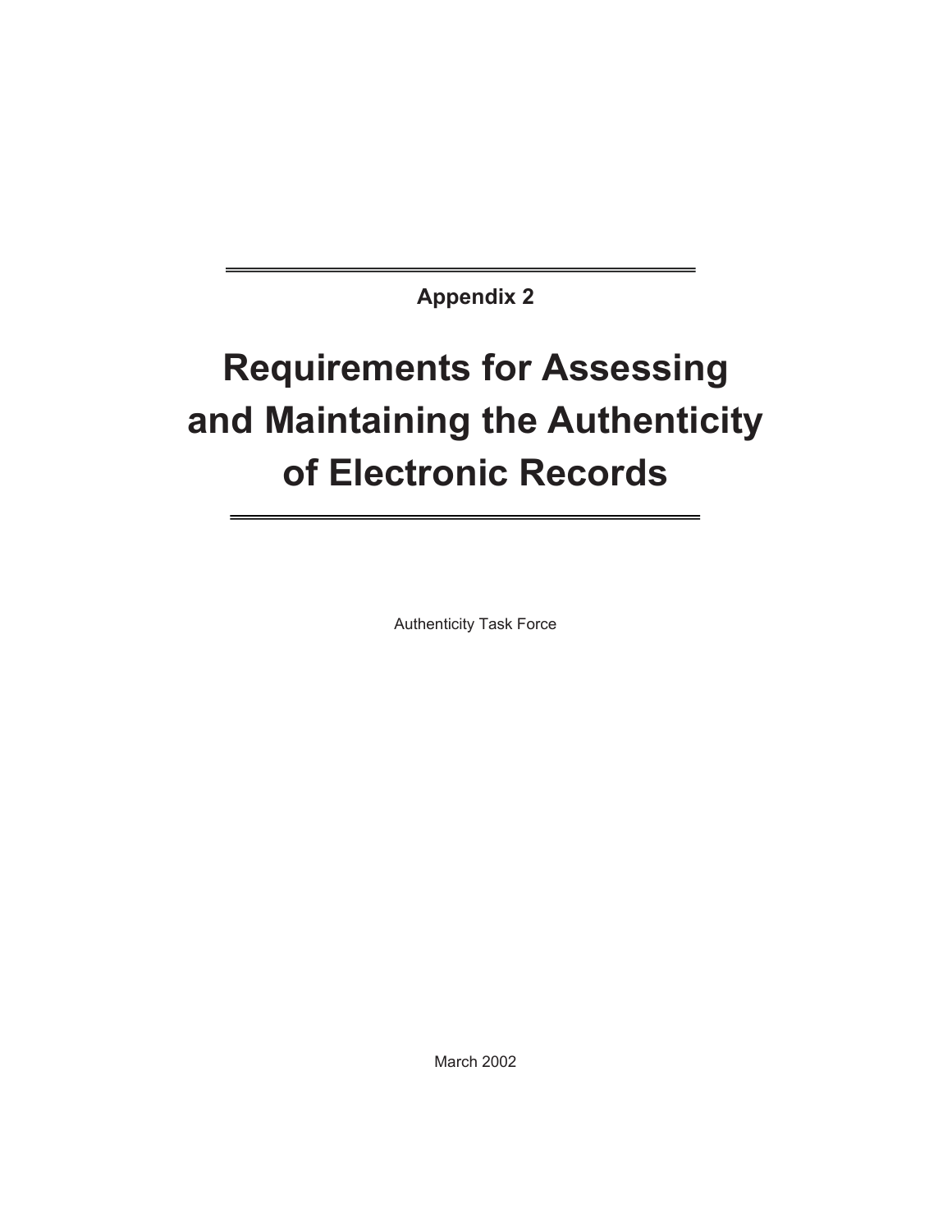**Appendix 2**

# Requirements for Assessing and Maintaining the Authenticity of Electronic Records

Authenticity Task Force

March 2002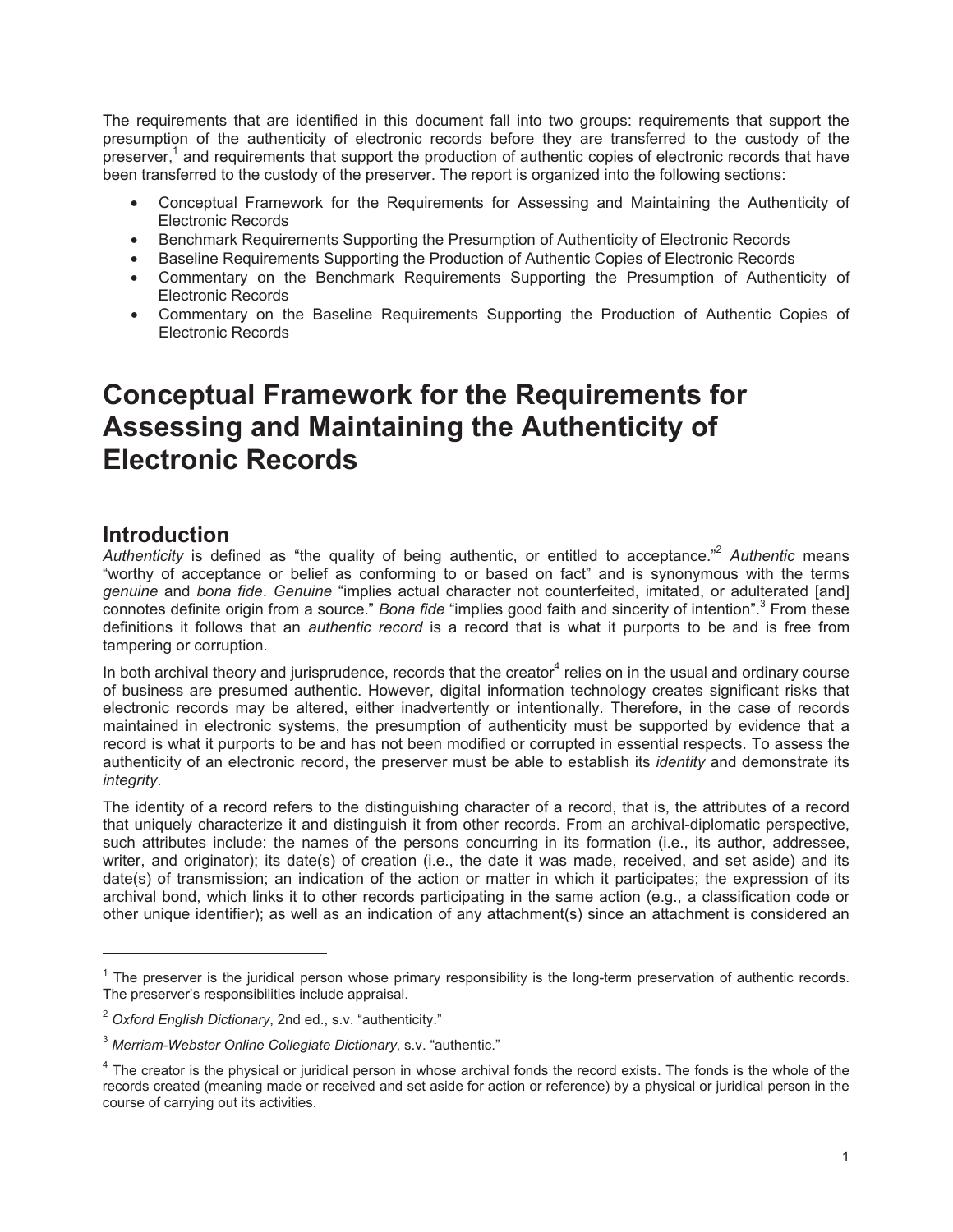The requirements that are identified in this document fall into two groups: requirements that support the presumption of the authenticity of electronic records before they are transferred to the custody of the preserver,[1] and requirements that support the production of authentic copies of electronic records that have been transferred to the custody of the preserver. The report is organized into the following sections:

- Conceptual Framework for the Requirements for Assessing and Maintaining the Authenticity of Electronic Records
- Benchmark Requirements Supporting the Presumption of Authenticity of Electronic Records
- Baseline Requirements Supporting the Production of Authentic Copies of Electronic Records
- Commentary on the Benchmark Requirements Supporting the Presumption of Authenticity of Electronic Records
- Commentary on the Baseline Requirements Supporting the Production of Authentic Copies of Electronic Records

# Conceptual Framework for the Requirements for Assessing and Maintaining the Authenticity of Electronic Records

## Introduction

*Authenticity* is defined as "the quality of being authentic, or entitled to acceptance."[2] *Authentic* means "worthy of acceptance or belief as conforming to or based on fact" and is synonymous with the terms *genuine* and *bona fide*. *Genuine* "implies actual character not counterfeited, imitated, or adulterated [and] connotes definite origin from a source." *Bona fide* "implies good faith and sincerity of intention".[3] From these definitions it follows that an *authentic record* is a record that is what it purports to be and is free from tampering or corruption.

In both archival theory and jurisprudence, records that the creator[4] relies on in the usual and ordinary course of business are presumed authentic. However, digital information technology creates significant risks that electronic records may be altered, either inadvertently or intentionally. Therefore, in the case of records maintained in electronic systems, the presumption of authenticity must be supported by evidence that a record is what it purports to be and has not been modified or corrupted in essential respects. To assess the authenticity of an electronic record, the preserver must be able to establish its *identity* and demonstrate its *integrity*.

The identity of a record refers to the distinguishing character of a record, that is, the attributes of a record that uniquely characterize it and distinguish it from other records. From an archival-diplomatic perspective, such attributes include: the names of the persons concurring in its formation (i.e., its author, addressee, writer, and originator); its date(s) of creation (i.e., the date it was made, received, and set aside) and its date(s) of transmission; an indication of the action or matter in which it participates; the expression of its archival bond, which links it to other records participating in the same action (e.g., a classification code or other unique identifier); as well as an indication of any attachment(s) since an attachment is considered an

---

[1] The preserver is the juridical person whose primary responsibility is the long-term preservation of authentic records. The preserver's responsibilities include appraisal.

[2] *Oxford English Dictionary*, 2nd ed., s.v. "authenticity."

[3] *Merriam-Webster Online Collegiate Dictionary*, s.v. "authentic."

[4] The creator is the physical or juridical person in whose archival fonds the record exists. The fonds is the whole of the records created (meaning made or received and set aside for action or reference) by a physical or juridical person in the course of carrying out its activities.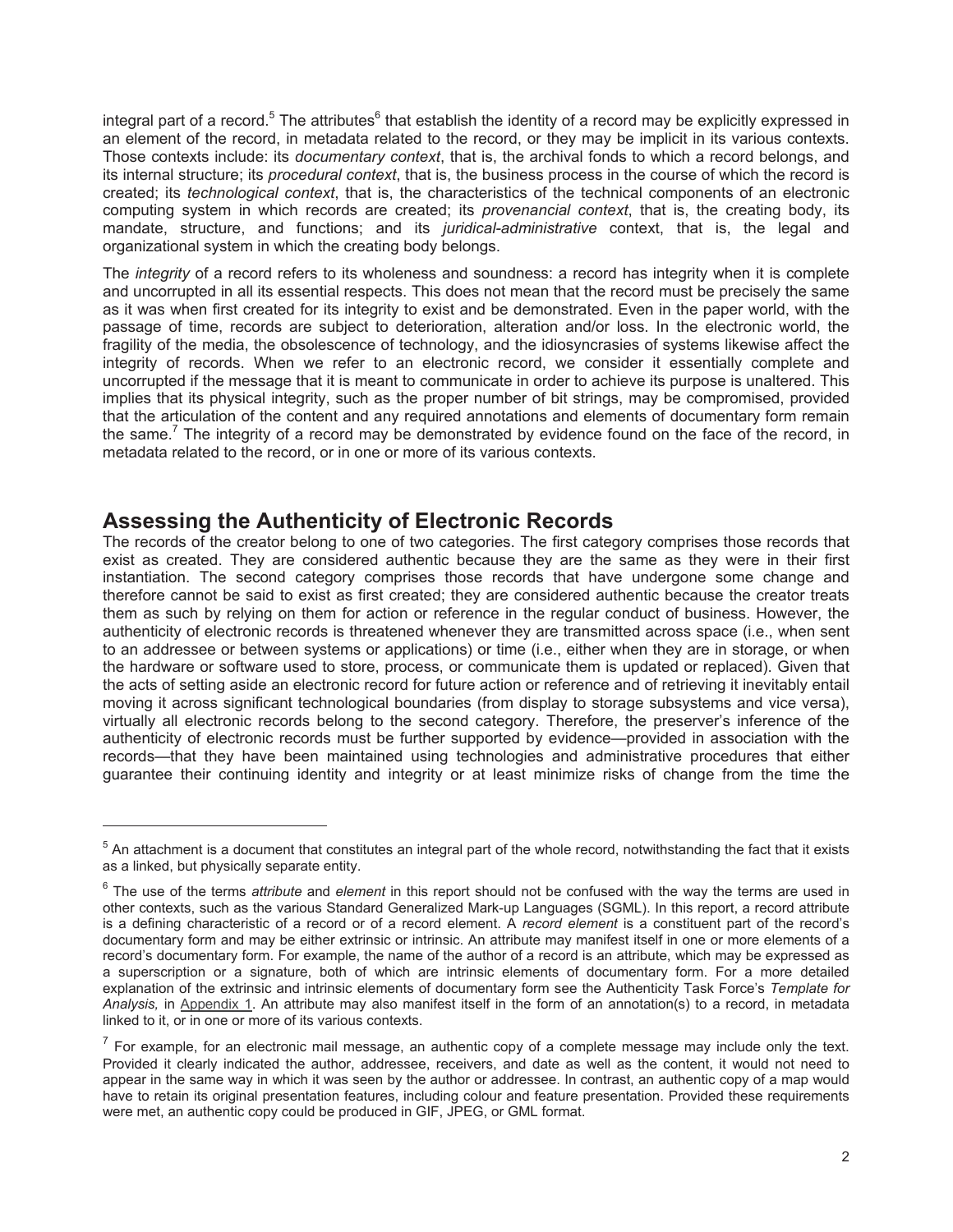integral part of a record.[5] The attributes[6] that establish the identity of a record may be explicitly expressed in an element of the record, in metadata related to the record, or they may be implicit in its various contexts. Those contexts include: its *documentary context*, that is, the archival fonds to which a record belongs, and its internal structure; its *procedural context*, that is, the business process in the course of which the record is created; its *technological context*, that is, the characteristics of the technical components of an electronic computing system in which records are created; its *provenancial context*, that is, the creating body, its mandate, structure, and functions; and its *juridical-administrative* context, that is, the legal and organizational system in which the creating body belongs.

The *integrity* of a record refers to its wholeness and soundness: a record has integrity when it is complete and uncorrupted in all its essential respects. This does not mean that the record must be precisely the same as it was when first created for its integrity to exist and be demonstrated. Even in the paper world, with the passage of time, records are subject to deterioration, alteration and/or loss. In the electronic world, the fragility of the media, the obsolescence of technology, and the idiosyncrasies of systems likewise affect the integrity of records. When we refer to an electronic record, we consider it essentially complete and uncorrupted if the message that it is meant to communicate in order to achieve its purpose is unaltered. This implies that its physical integrity, such as the proper number of bit strings, may be compromised, provided that the articulation of the content and any required annotations and elements of documentary form remain the same.[7] The integrity of a record may be demonstrated by evidence found on the face of the record, in metadata related to the record, or in one or more of its various contexts.

## Assessing the Authenticity of Electronic Records

The records of the creator belong to one of two categories. The first category comprises those records that exist as created. They are considered authentic because they are the same as they were in their first instantiation. The second category comprises those records that have undergone some change and therefore cannot be said to exist as first created; they are considered authentic because the creator treats them as such by relying on them for action or reference in the regular conduct of business. However, the authenticity of electronic records is threatened whenever they are transmitted across space (i.e., when sent to an addressee or between systems or applications) or time (i.e., either when they are in storage, or when the hardware or software used to store, process, or communicate them is updated or replaced). Given that the acts of setting aside an electronic record for future action or reference and of retrieving it inevitably entail moving it across significant technological boundaries (from display to storage subsystems and vice versa), virtually all electronic records belong to the second category. Therefore, the preserver's inference of the authenticity of electronic records must be further supported by evidence—provided in association with the records—that they have been maintained using technologies and administrative procedures that either guarantee their continuing identity and integrity or at least minimize risks of change from the time the

---

[5] An attachment is a document that constitutes an integral part of the whole record, notwithstanding the fact that it exists as a linked, but physically separate entity.

[6] The use of the terms *attribute* and *element* in this report should not be confused with the way the terms are used in other contexts, such as the various Standard Generalized Mark-up Languages (SGML). In this report, a record attribute is a defining characteristic of a record or of a record element. A *record element* is a constituent part of the record's documentary form and may be either extrinsic or intrinsic. An attribute may manifest itself in one or more elements of a record's documentary form. For example, the name of the author of a record is an attribute, which may be expressed as a superscription or a signature, both of which are intrinsic elements of documentary form. For a more detailed explanation of the extrinsic and intrinsic elements of documentary form see the Authenticity Task Force's *Template for Analysis,* in Appendix 1. An attribute may also manifest itself in the form of an annotation(s) to a record, in metadata linked to it, or in one or more of its various contexts.

[7] For example, for an electronic mail message, an authentic copy of a complete message may include only the text. Provided it clearly indicated the author, addressee, receivers, and date as well as the content, it would not need to appear in the same way in which it was seen by the author or addressee. In contrast, an authentic copy of a map would have to retain its original presentation features, including colour and feature presentation. Provided these requirements were met, an authentic copy could be produced in GIF, JPEG, or GML format.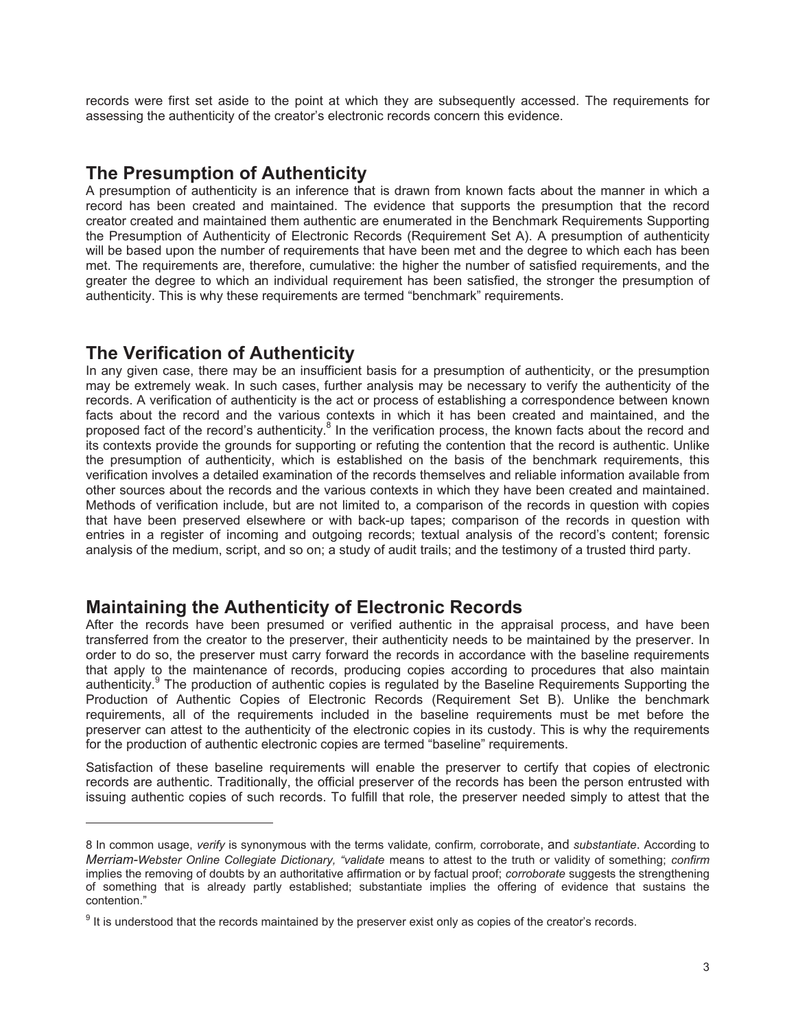records were first set aside to the point at which they are subsequently accessed. The requirements for assessing the authenticity of the creator's electronic records concern this evidence.

## The Presumption of Authenticity

A presumption of authenticity is an inference that is drawn from known facts about the manner in which a record has been created and maintained. The evidence that supports the presumption that the record creator created and maintained them authentic are enumerated in the Benchmark Requirements Supporting the Presumption of Authenticity of Electronic Records (Requirement Set A). A presumption of authenticity will be based upon the number of requirements that have been met and the degree to which each has been met. The requirements are, therefore, cumulative: the higher the number of satisfied requirements, and the greater the degree to which an individual requirement has been satisfied, the stronger the presumption of authenticity. This is why these requirements are termed "benchmark" requirements.

## The Verification of Authenticity

In any given case, there may be an insufficient basis for a presumption of authenticity, or the presumption may be extremely weak. In such cases, further analysis may be necessary to verify the authenticity of the records. A verification of authenticity is the act or process of establishing a correspondence between known facts about the record and the various contexts in which it has been created and maintained, and the proposed fact of the record's authenticity.[8] In the verification process, the known facts about the record and its contexts provide the grounds for supporting or refuting the contention that the record is authentic. Unlike the presumption of authenticity, which is established on the basis of the benchmark requirements, this verification involves a detailed examination of the records themselves and reliable information available from other sources about the records and the various contexts in which they have been created and maintained. Methods of verification include, but are not limited to, a comparison of the records in question with copies that have been preserved elsewhere or with back-up tapes; comparison of the records in question with entries in a register of incoming and outgoing records; textual analysis of the record's content; forensic analysis of the medium, script, and so on; a study of audit trails; and the testimony of a trusted third party.

## Maintaining the Authenticity of Electronic Records

After the records have been presumed or verified authentic in the appraisal process, and have been transferred from the creator to the preserver, their authenticity needs to be maintained by the preserver. In order to do so, the preserver must carry forward the records in accordance with the baseline requirements that apply to the maintenance of records, producing copies according to procedures that also maintain authenticity.[9] The production of authentic copies is regulated by the Baseline Requirements Supporting the Production of Authentic Copies of Electronic Records (Requirement Set B). Unlike the benchmark requirements, all of the requirements included in the baseline requirements must be met before the preserver can attest to the authenticity of the electronic copies in its custody. This is why the requirements for the production of authentic electronic copies are termed "baseline" requirements.

Satisfaction of these baseline requirements will enable the preserver to certify that copies of electronic records are authentic. Traditionally, the official preserver of the records has been the person entrusted with issuing authentic copies of such records. To fulfill that role, the preserver needed simply to attest that the

---

8 In common usage, *verify* is synonymous with the terms validate*,* confirm*,* corroborate, and *substantiate*. According to *Merriam-Webster Online Collegiate Dictionary, "validate* means to attest to the truth or validity of something; *confirm* implies the removing of doubts by an authoritative affirmation or by factual proof; *corroborate* suggests the strengthening of something that is already partly established; substantiate implies the offering of evidence that sustains the contention."

9 It is understood that the records maintained by the preserver exist only as copies of the creator's records.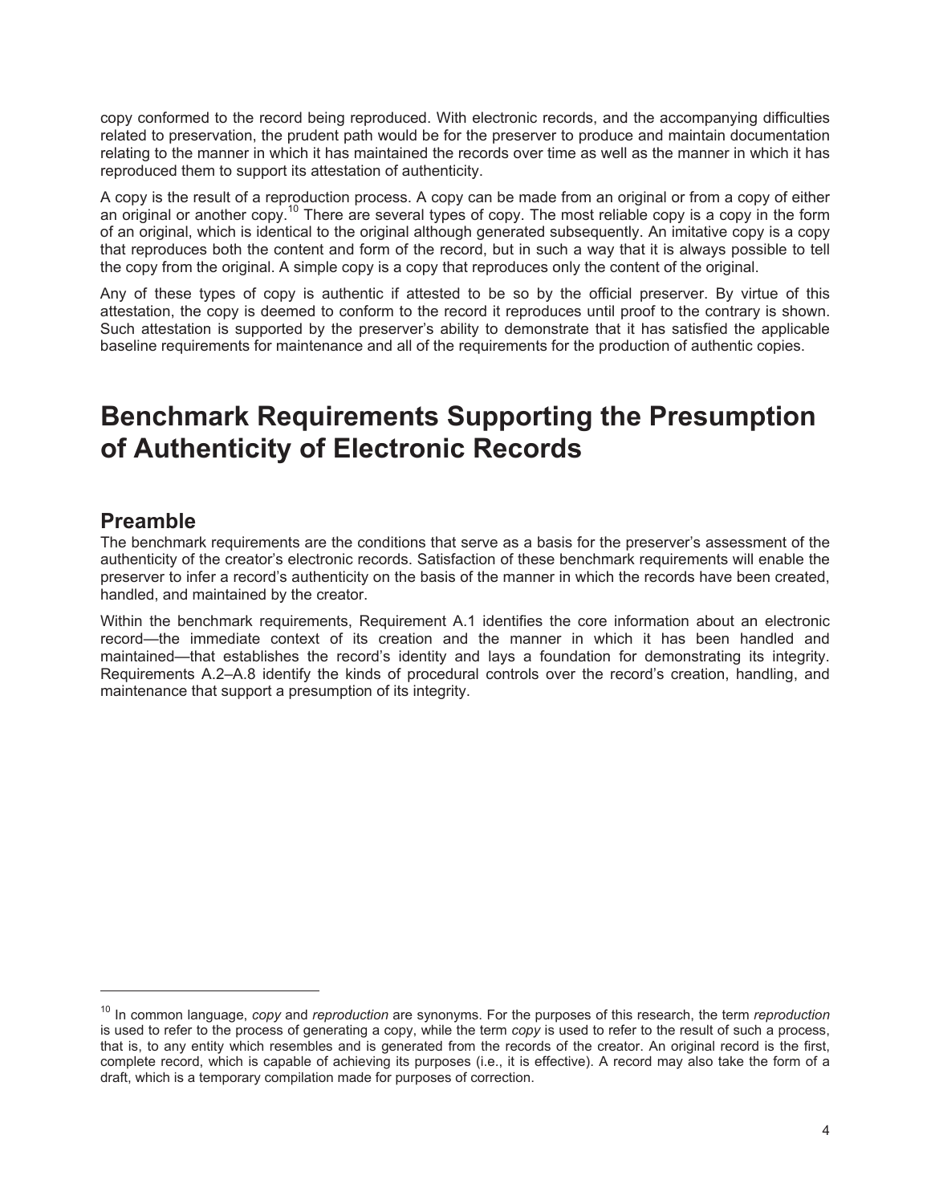copy conformed to the record being reproduced. With electronic records, and the accompanying difficulties related to preservation, the prudent path would be for the preserver to produce and maintain documentation relating to the manner in which it has maintained the records over time as well as the manner in which it has reproduced them to support its attestation of authenticity.

A copy is the result of a reproduction process. A copy can be made from an original or from a copy of either an original or another copy.[10] There are several types of copy. The most reliable copy is a copy in the form of an original, which is identical to the original although generated subsequently. An imitative copy is a copy that reproduces both the content and form of the record, but in such a way that it is always possible to tell the copy from the original. A simple copy is a copy that reproduces only the content of the original.

Any of these types of copy is authentic if attested to be so by the official preserver. By virtue of this attestation, the copy is deemed to conform to the record it reproduces until proof to the contrary is shown. Such attestation is supported by the preserver's ability to demonstrate that it has satisfied the applicable baseline requirements for maintenance and all of the requirements for the production of authentic copies.

# Benchmark Requirements Supporting the Presumption of Authenticity of Electronic Records

## Preamble

The benchmark requirements are the conditions that serve as a basis for the preserver's assessment of the authenticity of the creator's electronic records. Satisfaction of these benchmark requirements will enable the preserver to infer a record's authenticity on the basis of the manner in which the records have been created, handled, and maintained by the creator.

Within the benchmark requirements, Requirement A.1 identifies the core information about an electronic record—the immediate context of its creation and the manner in which it has been handled and maintained—that establishes the record's identity and lays a foundation for demonstrating its integrity. Requirements A.2–A.8 identify the kinds of procedural controls over the record's creation, handling, and maintenance that support a presumption of its integrity.

---

[10] In common language, *copy* and *reproduction* are synonyms. For the purposes of this research, the term *reproduction* is used to refer to the process of generating a copy, while the term *copy* is used to refer to the result of such a process, that is, to any entity which resembles and is generated from the records of the creator. An original record is the first, complete record, which is capable of achieving its purposes (i.e., it is effective). A record may also take the form of a draft, which is a temporary compilation made for purposes of correction.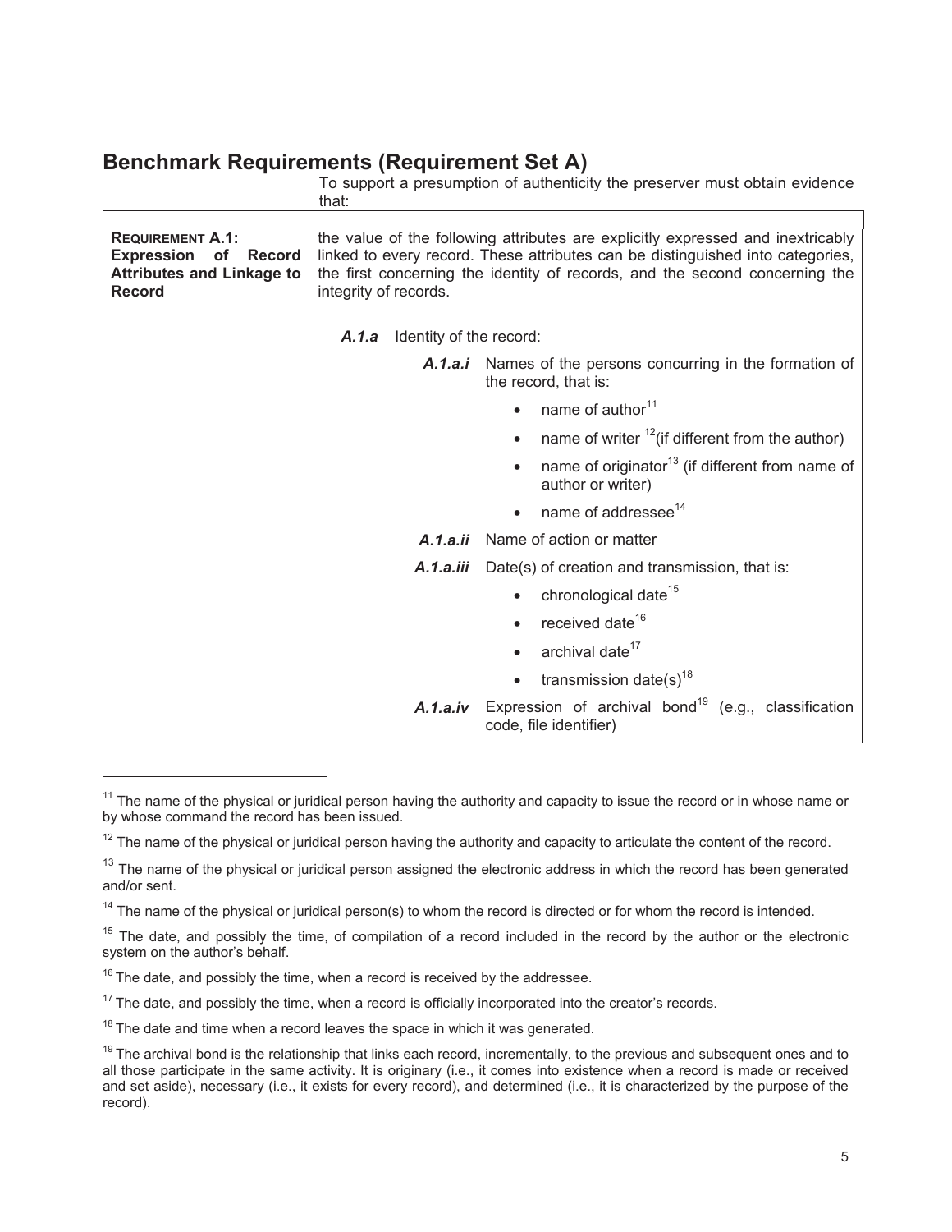## Benchmark Requirements (Requirement Set A)

To support a presumption of authenticity the preserver must obtain evidence that:

**REQUIREMENT A.1: Expression of Record Attributes and Linkage to Record**

the value of the following attributes are explicitly expressed and inextricably linked to every record. These attributes can be distinguished into categories, the first concerning the identity of records, and the second concerning the integrity of records.

***A.1.a*** Identity of the record:

***A.1.a.i*** Names of the persons concurring in the formation of the record, that is:

- name of author[11]
- name of writer [12](if different from the author)
- name of originator[13] (if different from name of author or writer)
- name of addressee[14]

***A.1.a.ii*** Name of action or matter

***A.1.a.iii*** Date(s) of creation and transmission, that is:

- chronological date[15]
- received date[16]
- archival date[17]
- transmission date(s)[18]

***A.1.a.iv*** Expression of archival bond[19] (e.g., classification code, file identifier)

---

[11] The name of the physical or juridical person having the authority and capacity to issue the record or in whose name or by whose command the record has been issued.

[12] The name of the physical or juridical person having the authority and capacity to articulate the content of the record.

[13] The name of the physical or juridical person assigned the electronic address in which the record has been generated and/or sent.

[14] The name of the physical or juridical person(s) to whom the record is directed or for whom the record is intended.

[15] The date, and possibly the time, of compilation of a record included in the record by the author or the electronic system on the author's behalf.

[16] The date, and possibly the time, when a record is received by the addressee.

[17] The date, and possibly the time, when a record is officially incorporated into the creator's records.

[18] The date and time when a record leaves the space in which it was generated.

[19] The archival bond is the relationship that links each record, incrementally, to the previous and subsequent ones and to all those participate in the same activity. It is originary (i.e., it comes into existence when a record is made or received and set aside), necessary (i.e., it exists for every record), and determined (i.e., it is characterized by the purpose of the record).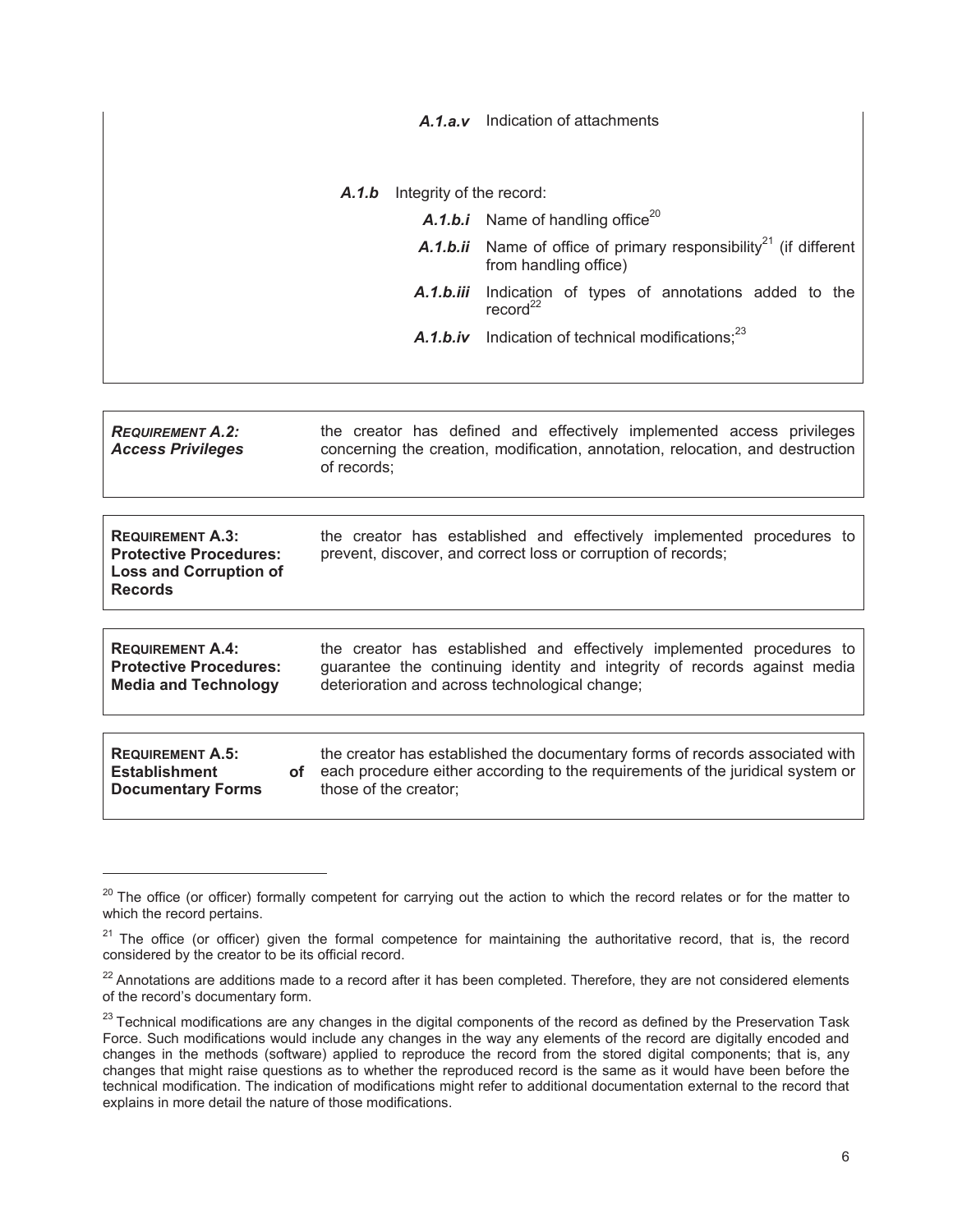***A.1.a.v*** Indication of attachments

***A.1.b*** Integrity of the record:

- ***A.1.b.i*** Name of handling office[20]
- ***A.1.b.ii*** Name of office of primary responsibility[21] (if different from handling office)
- ***A.1.b.iii*** Indication of types of annotations added to the record[22]
- ***A.1.b.iv*** Indication of technical modifications;[23]

| | |
|---|---|
| ***REQUIREMENT A.2: Access Privileges*** | the creator has defined and effectively implemented access privileges concerning the creation, modification, annotation, relocation, and destruction of records; |

| | |
|---|---|
| **REQUIREMENT A.3: Protective Procedures: Loss and Corruption of Records** | the creator has established and effectively implemented procedures to prevent, discover, and correct loss or corruption of records; |

| | |
|---|---|
| **REQUIREMENT A.4: Protective Procedures: Media and Technology** | the creator has established and effectively implemented procedures to guarantee the continuing identity and integrity of records against media deterioration and across technological change; |

| | |
|---|---|
| **REQUIREMENT A.5: Establishment of Documentary Forms** | the creator has established the documentary forms of records associated with each procedure either according to the requirements of the juridical system or those of the creator; |

---

[20] The office (or officer) formally competent for carrying out the action to which the record relates or for the matter to which the record pertains.

[21] The office (or officer) given the formal competence for maintaining the authoritative record, that is, the record considered by the creator to be its official record.

[22] Annotations are additions made to a record after it has been completed. Therefore, they are not considered elements of the record's documentary form.

[23] Technical modifications are any changes in the digital components of the record as defined by the Preservation Task Force. Such modifications would include any changes in the way any elements of the record are digitally encoded and changes in the methods (software) applied to reproduce the record from the stored digital components; that is, any changes that might raise questions as to whether the reproduced record is the same as it would have been before the technical modification. The indication of modifications might refer to additional documentation external to the record that explains in more detail the nature of those modifications.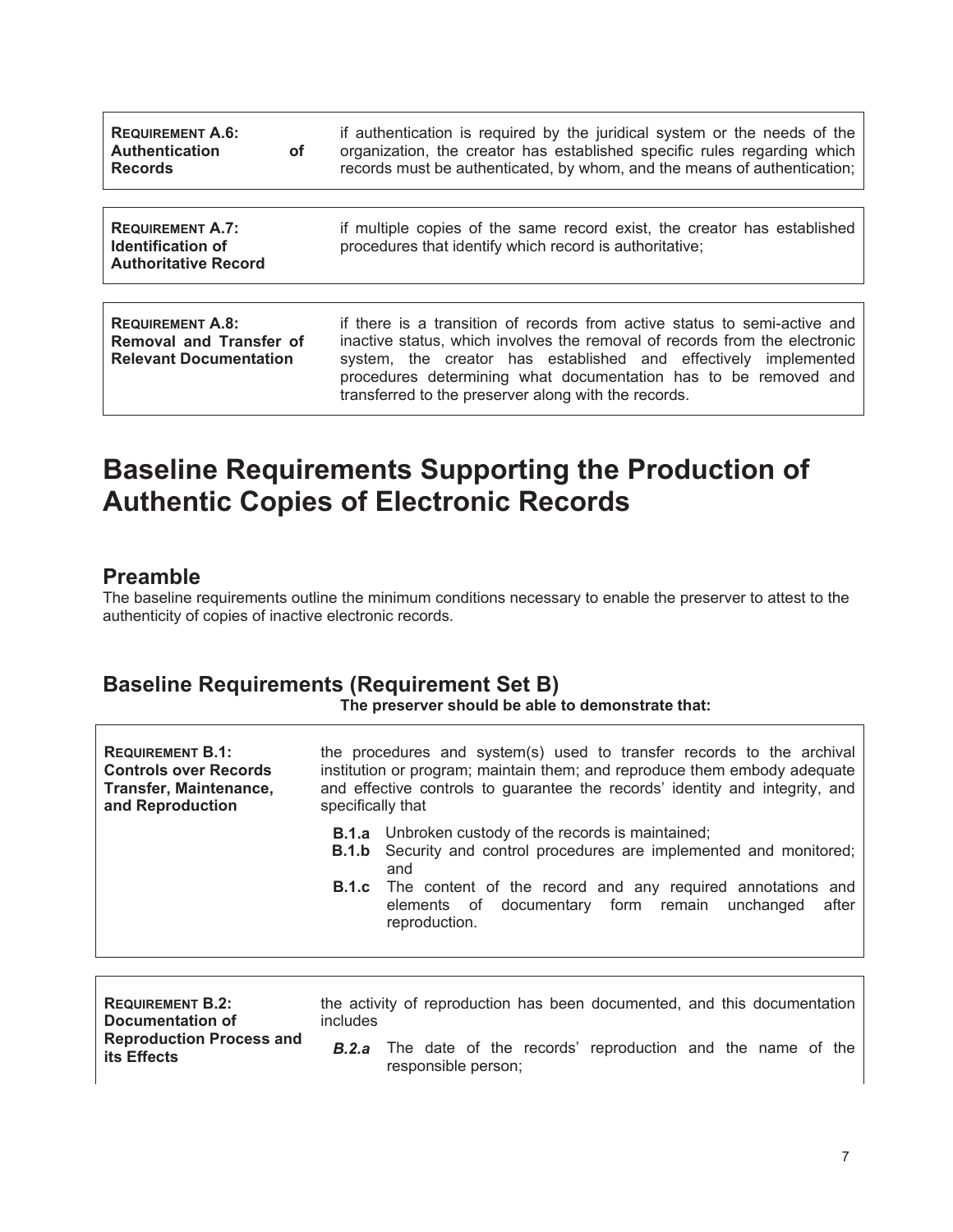| | |
|---|---|
| **REQUIREMENT A.6: Authentication of Records** | if authentication is required by the juridical system or the needs of the organization, the creator has established specific rules regarding which records must be authenticated, by whom, and the means of authentication; |

| | |
|---|---|
| **REQUIREMENT A.7: Identification of Authoritative Record** | if multiple copies of the same record exist, the creator has established procedures that identify which record is authoritative; |

| | |
|---|---|
| **REQUIREMENT A.8: Removal and Transfer of Relevant Documentation** | if there is a transition of records from active status to semi-active and inactive status, which involves the removal of records from the electronic system, the creator has established and effectively implemented procedures determining what documentation has to be removed and transferred to the preserver along with the records. |

# Baseline Requirements Supporting the Production of Authentic Copies of Electronic Records

## Preamble

The baseline requirements outline the minimum conditions necessary to enable the preserver to attest to the authenticity of copies of inactive electronic records.

## Baseline Requirements (Requirement Set B)

**The preserver should be able to demonstrate that:**

| | |
|---|---|
| **REQUIREMENT B.1: Controls over Records Transfer, Maintenance, and Reproduction** | the procedures and system(s) used to transfer records to the archival institution or program; maintain them; and reproduce them embody adequate and effective controls to guarantee the records' identity and integrity, and specifically that<br>**B.1.a** Unbroken custody of the records is maintained;<br>**B.1.b** Security and control procedures are implemented and monitored; and<br>**B.1.c** The content of the record and any required annotations and elements of documentary form remain unchanged after reproduction. |

| | |
|---|---|
| **REQUIREMENT B.2: Documentation of Reproduction Process and its Effects** | the activity of reproduction has been documented, and this documentation includes<br>***B.2.a*** The date of the records' reproduction and the name of the responsible person; |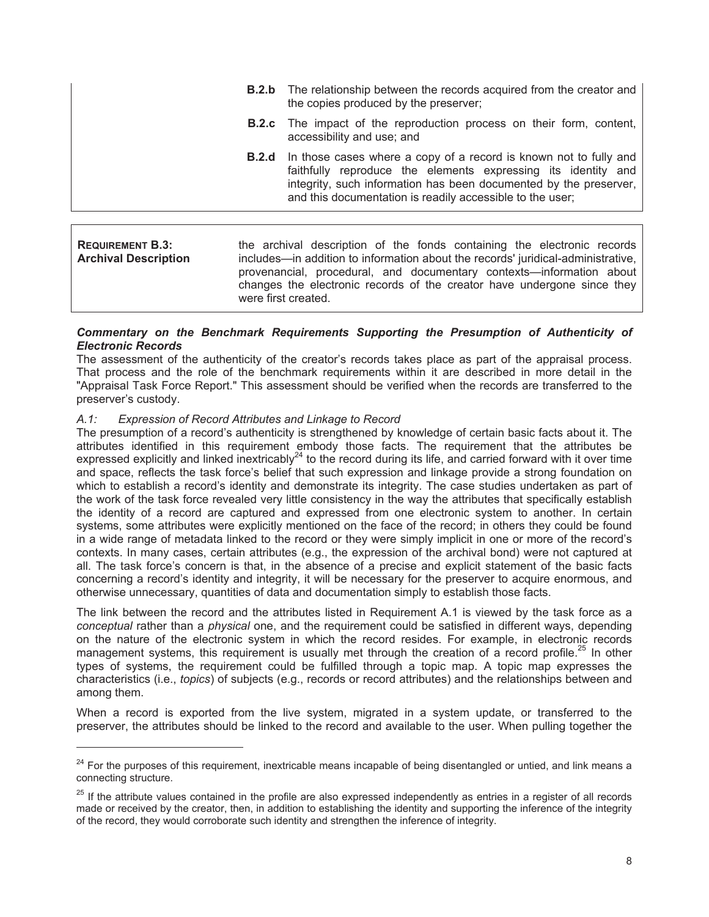| | | |
|---|---|---|
| | **B.2.b** | The relationship between the records acquired from the creator and the copies produced by the preserver; |
| | **B.2.c** | The impact of the reproduction process on their form, content, accessibility and use; and |
| | **B.2.d** | In those cases where a copy of a record is known not to fully and faithfully reproduce the elements expressing its identity and integrity, such information has been documented by the preserver, and this documentation is readily accessible to the user; |

| | |
|---|---|
| **REQUIREMENT B.3: Archival Description** | the archival description of the fonds containing the electronic records includes—in addition to information about the records' juridical-administrative, provenancial, procedural, and documentary contexts—information about changes the electronic records of the creator have undergone since they were first created. |

***Commentary on the Benchmark Requirements Supporting the Presumption of Authenticity of Electronic Records***

The assessment of the authenticity of the creator's records takes place as part of the appraisal process. That process and the role of the benchmark requirements within it are described in more detail in the "Appraisal Task Force Report." This assessment should be verified when the records are transferred to the preserver's custody.

*A.1: Expression of Record Attributes and Linkage to Record*

The presumption of a record's authenticity is strengthened by knowledge of certain basic facts about it. The attributes identified in this requirement embody those facts. The requirement that the attributes be expressed explicitly and linked inextricably[24] to the record during its life, and carried forward with it over time and space, reflects the task force's belief that such expression and linkage provide a strong foundation on which to establish a record's identity and demonstrate its integrity. The case studies undertaken as part of the work of the task force revealed very little consistency in the way the attributes that specifically establish the identity of a record are captured and expressed from one electronic system to another. In certain systems, some attributes were explicitly mentioned on the face of the record; in others they could be found in a wide range of metadata linked to the record or they were simply implicit in one or more of the record's contexts. In many cases, certain attributes (e.g., the expression of the archival bond) were not captured at all. The task force's concern is that, in the absence of a precise and explicit statement of the basic facts concerning a record's identity and integrity, it will be necessary for the preserver to acquire enormous, and otherwise unnecessary, quantities of data and documentation simply to establish those facts.

The link between the record and the attributes listed in Requirement A.1 is viewed by the task force as a *conceptual* rather than a *physical* one, and the requirement could be satisfied in different ways, depending on the nature of the electronic system in which the record resides. For example, in electronic records management systems, this requirement is usually met through the creation of a record profile.[25] In other types of systems, the requirement could be fulfilled through a topic map. A topic map expresses the characteristics (i.e., *topics*) of subjects (e.g., records or record attributes) and the relationships between and among them.

When a record is exported from the live system, migrated in a system update, or transferred to the preserver, the attributes should be linked to the record and available to the user. When pulling together the

---

[24] For the purposes of this requirement, inextricable means incapable of being disentangled or untied, and link means a connecting structure.

[25] If the attribute values contained in the profile are also expressed independently as entries in a register of all records made or received by the creator, then, in addition to establishing the identity and supporting the inference of the integrity of the record, they would corroborate such identity and strengthen the inference of integrity.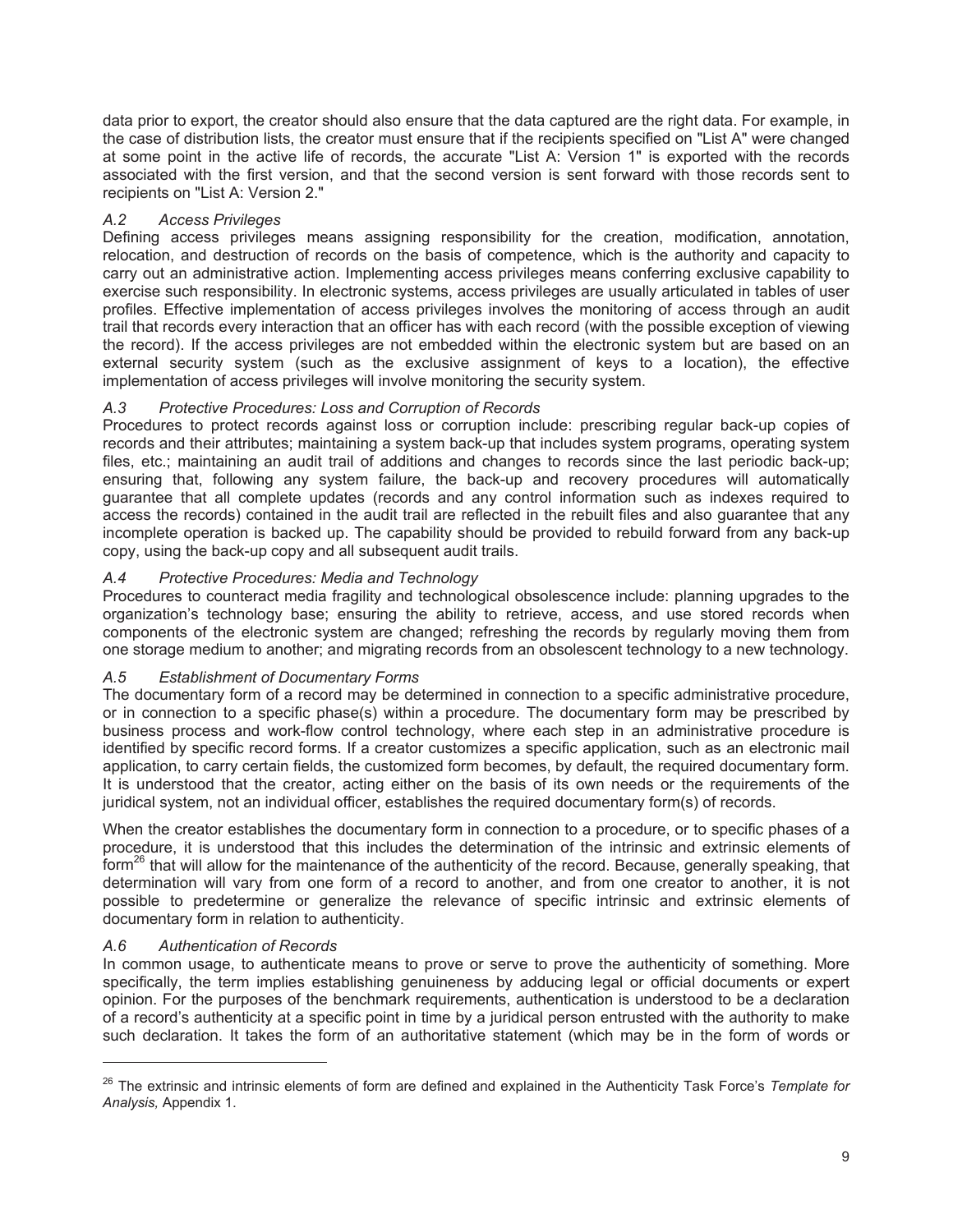data prior to export, the creator should also ensure that the data captured are the right data. For example, in the case of distribution lists, the creator must ensure that if the recipients specified on "List A" were changed at some point in the active life of records, the accurate "List A: Version 1" is exported with the records associated with the first version, and that the second version is sent forward with those records sent to recipients on "List A: Version 2."

### *A.2 Access Privileges*

Defining access privileges means assigning responsibility for the creation, modification, annotation, relocation, and destruction of records on the basis of competence, which is the authority and capacity to carry out an administrative action. Implementing access privileges means conferring exclusive capability to exercise such responsibility. In electronic systems, access privileges are usually articulated in tables of user profiles. Effective implementation of access privileges involves the monitoring of access through an audit trail that records every interaction that an officer has with each record (with the possible exception of viewing the record). If the access privileges are not embedded within the electronic system but are based on an external security system (such as the exclusive assignment of keys to a location), the effective implementation of access privileges will involve monitoring the security system.

### *A.3 Protective Procedures: Loss and Corruption of Records*

Procedures to protect records against loss or corruption include: prescribing regular back-up copies of records and their attributes; maintaining a system back-up that includes system programs, operating system files, etc.; maintaining an audit trail of additions and changes to records since the last periodic back-up; ensuring that, following any system failure, the back-up and recovery procedures will automatically guarantee that all complete updates (records and any control information such as indexes required to access the records) contained in the audit trail are reflected in the rebuilt files and also guarantee that any incomplete operation is backed up. The capability should be provided to rebuild forward from any back-up copy, using the back-up copy and all subsequent audit trails.

### *A.4 Protective Procedures: Media and Technology*

Procedures to counteract media fragility and technological obsolescence include: planning upgrades to the organization's technology base; ensuring the ability to retrieve, access, and use stored records when components of the electronic system are changed; refreshing the records by regularly moving them from one storage medium to another; and migrating records from an obsolescent technology to a new technology.

### *A.5 Establishment of Documentary Forms*

The documentary form of a record may be determined in connection to a specific administrative procedure, or in connection to a specific phase(s) within a procedure. The documentary form may be prescribed by business process and work-flow control technology, where each step in an administrative procedure is identified by specific record forms. If a creator customizes a specific application, such as an electronic mail application, to carry certain fields, the customized form becomes, by default, the required documentary form. It is understood that the creator, acting either on the basis of its own needs or the requirements of the juridical system, not an individual officer, establishes the required documentary form(s) of records.

When the creator establishes the documentary form in connection to a procedure, or to specific phases of a procedure, it is understood that this includes the determination of the intrinsic and extrinsic elements of form[26] that will allow for the maintenance of the authenticity of the record. Because, generally speaking, that determination will vary from one form of a record to another, and from one creator to another, it is not possible to predetermine or generalize the relevance of specific intrinsic and extrinsic elements of documentary form in relation to authenticity.

### *A.6 Authentication of Records*

In common usage, to authenticate means to prove or serve to prove the authenticity of something. More specifically, the term implies establishing genuineness by adducing legal or official documents or expert opinion. For the purposes of the benchmark requirements, authentication is understood to be a declaration of a record's authenticity at a specific point in time by a juridical person entrusted with the authority to make such declaration. It takes the form of an authoritative statement (which may be in the form of words or

---

[26] The extrinsic and intrinsic elements of form are defined and explained in the Authenticity Task Force's *Template for Analysis,* Appendix 1.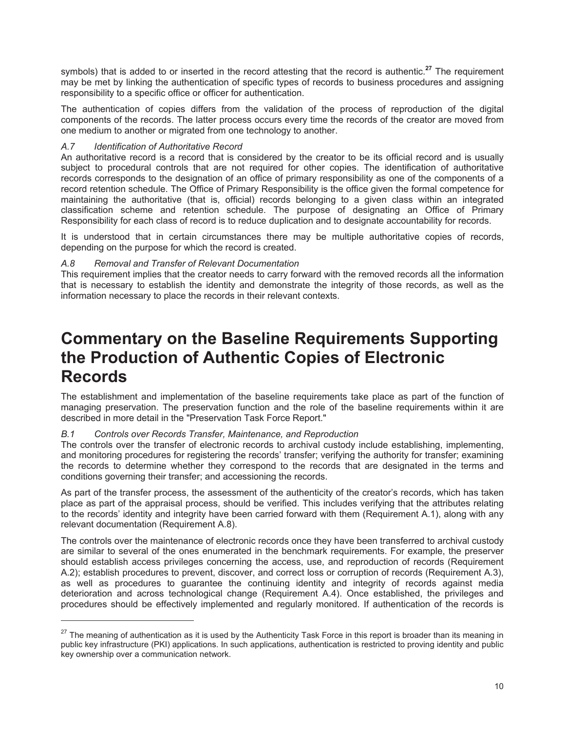symbols) that is added to or inserted in the record attesting that the record is authentic.[27] The requirement may be met by linking the authentication of specific types of records to business procedures and assigning responsibility to a specific office or officer for authentication.

The authentication of copies differs from the validation of the process of reproduction of the digital components of the records. The latter process occurs every time the records of the creator are moved from one medium to another or migrated from one technology to another.

*A.7 Identification of Authoritative Record*

An authoritative record is a record that is considered by the creator to be its official record and is usually subject to procedural controls that are not required for other copies. The identification of authoritative records corresponds to the designation of an office of primary responsibility as one of the components of a record retention schedule. The Office of Primary Responsibility is the office given the formal competence for maintaining the authoritative (that is, official) records belonging to a given class within an integrated classification scheme and retention schedule. The purpose of designating an Office of Primary Responsibility for each class of record is to reduce duplication and to designate accountability for records.

It is understood that in certain circumstances there may be multiple authoritative copies of records, depending on the purpose for which the record is created.

*A.8 Removal and Transfer of Relevant Documentation*

This requirement implies that the creator needs to carry forward with the removed records all the information that is necessary to establish the identity and demonstrate the integrity of those records, as well as the information necessary to place the records in their relevant contexts.

# Commentary on the Baseline Requirements Supporting the Production of Authentic Copies of Electronic Records

The establishment and implementation of the baseline requirements take place as part of the function of managing preservation. The preservation function and the role of the baseline requirements within it are described in more detail in the "Preservation Task Force Report."

*B.1 Controls over Records Transfer, Maintenance, and Reproduction*

The controls over the transfer of electronic records to archival custody include establishing, implementing, and monitoring procedures for registering the records' transfer; verifying the authority for transfer; examining the records to determine whether they correspond to the records that are designated in the terms and conditions governing their transfer; and accessioning the records.

As part of the transfer process, the assessment of the authenticity of the creator's records, which has taken place as part of the appraisal process, should be verified. This includes verifying that the attributes relating to the records' identity and integrity have been carried forward with them (Requirement A.1), along with any relevant documentation (Requirement A.8).

The controls over the maintenance of electronic records once they have been transferred to archival custody are similar to several of the ones enumerated in the benchmark requirements. For example, the preserver should establish access privileges concerning the access, use, and reproduction of records (Requirement A.2); establish procedures to prevent, discover, and correct loss or corruption of records (Requirement A.3), as well as procedures to guarantee the continuing identity and integrity of records against media deterioration and across technological change (Requirement A.4). Once established, the privileges and procedures should be effectively implemented and regularly monitored. If authentication of the records is

---

[27] The meaning of authentication as it is used by the Authenticity Task Force in this report is broader than its meaning in public key infrastructure (PKI) applications. In such applications, authentication is restricted to proving identity and public key ownership over a communication network.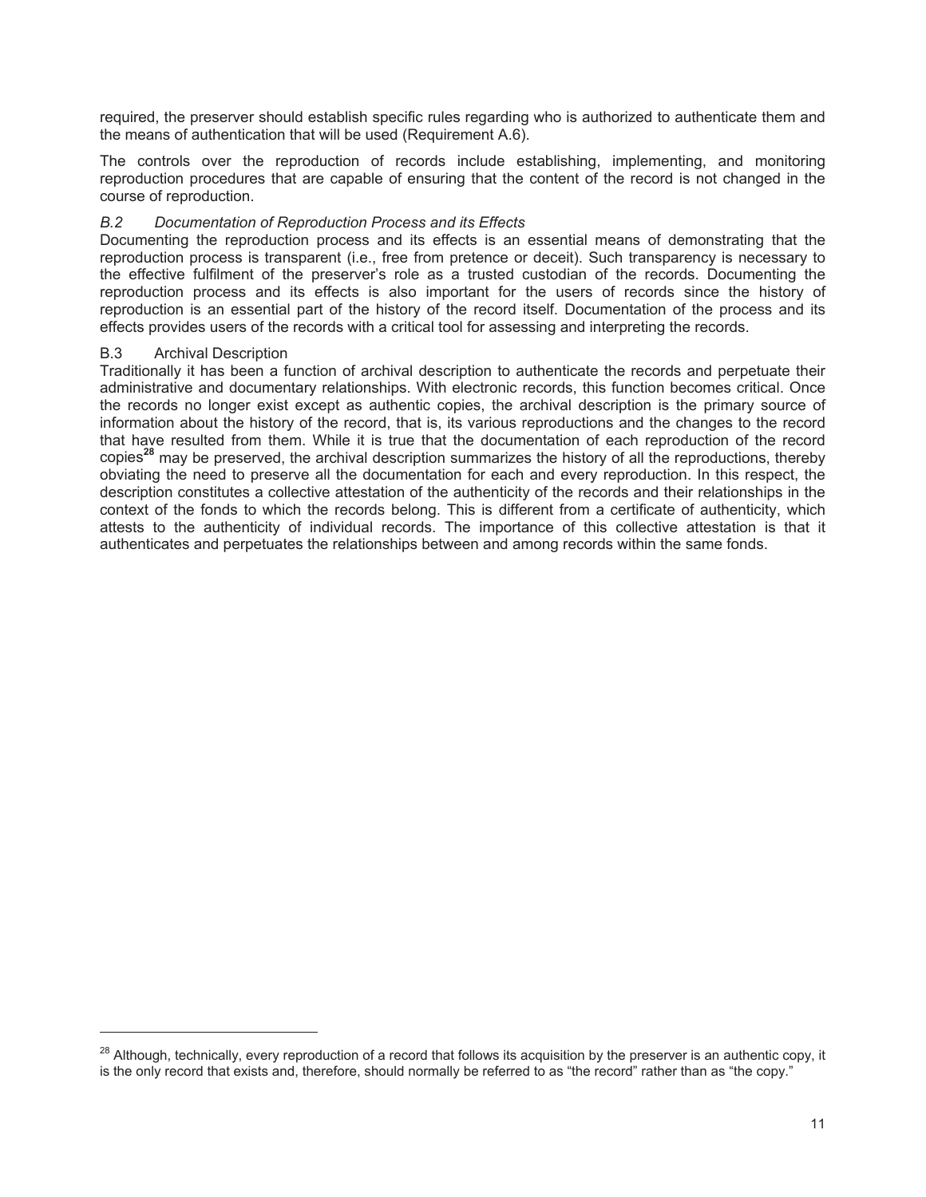required, the preserver should establish specific rules regarding who is authorized to authenticate them and the means of authentication that will be used (Requirement A.6).

The controls over the reproduction of records include establishing, implementing, and monitoring reproduction procedures that are capable of ensuring that the content of the record is not changed in the course of reproduction.

### *B.2 Documentation of Reproduction Process and its Effects*

Documenting the reproduction process and its effects is an essential means of demonstrating that the reproduction process is transparent (i.e., free from pretence or deceit). Such transparency is necessary to the effective fulfilment of the preserver's role as a trusted custodian of the records. Documenting the reproduction process and its effects is also important for the users of records since the history of reproduction is an essential part of the history of the record itself. Documentation of the process and its effects provides users of the records with a critical tool for assessing and interpreting the records.

### B.3 Archival Description

Traditionally it has been a function of archival description to authenticate the records and perpetuate their administrative and documentary relationships. With electronic records, this function becomes critical. Once the records no longer exist except as authentic copies, the archival description is the primary source of information about the history of the record, that is, its various reproductions and the changes to the record that have resulted from them. While it is true that the documentation of each reproduction of the record copies[28] may be preserved, the archival description summarizes the history of all the reproductions, thereby obviating the need to preserve all the documentation for each and every reproduction. In this respect, the description constitutes a collective attestation of the authenticity of the records and their relationships in the context of the fonds to which the records belong. This is different from a certificate of authenticity, which attests to the authenticity of individual records. The importance of this collective attestation is that it authenticates and perpetuates the relationships between and among records within the same fonds.

---

[28] Although, technically, every reproduction of a record that follows its acquisition by the preserver is an authentic copy, it is the only record that exists and, therefore, should normally be referred to as "the record" rather than as "the copy."